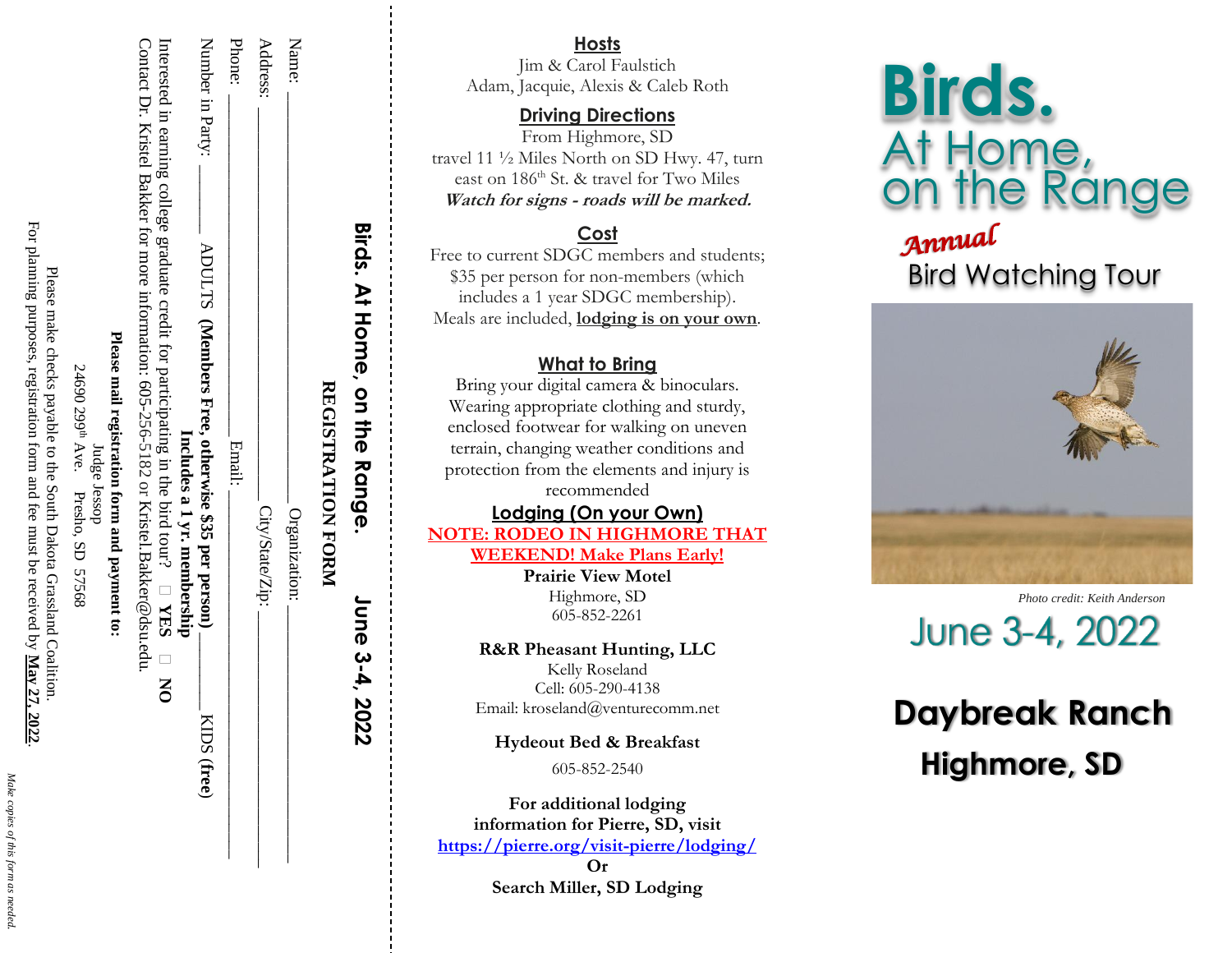# Birds. At Home, on the Range

***Annual***

## Bird Watching Tour

*Photo credit: Keith Anderson*

## June 3-4, 2022

## Daybreak Ranch
## Highmore, SD

---

### Hosts

Jim & Carol Faulstich
Adam, Jacquie, Alexis & Caleb Roth

### Driving Directions

From Highmore, SD travel 11 ½ Miles North on SD Hwy. 47, turn east on 186th St. & travel for Two Miles

***Watch for signs - roads will be marked.***

### Cost

Free to current SDGC members and students; $35 per person for non-members (which includes a 1 year SDGC membership). Meals are included, **lodging is on your own**.

### What to Bring

Bring your digital camera & binoculars. Wearing appropriate clothing and sturdy, enclosed footwear for walking on uneven terrain, changing weather conditions and protection from the elements and injury is recommended

### Lodging (On your Own)

**NOTE: RODEO IN HIGHMORE THAT WEEKEND! Make Plans Early!**

**Prairie View Motel**
Highmore, SD
605-852-2261

**R&R Pheasant Hunting, LLC**
Kelly Roseland
Cell: 605-290-4138
Email: kroseland@venturecomm.net

**Hydeout Bed & Breakfast**
605-852-2540

**For additional lodging information for Pierre, SD, visit**
**https://pierre.org/visit-pierre/lodging/**
**Or**
**Search Miller, SD Lodging**

---

## Birds. At Home, on the Range. June 3-4, 2022

### REGISTRATION FORM

Name: ____________________ Organization: ____________________

Address: ____________________ City/State/Zip: ____________________

Phone: ____________________ Email: ____________________

Number in Party: ______ ADULTS **(Members Free, otherwise $35 per person)** ______ KIDS **(free)**

**Includes a 1 yr. membership**

Interested in earning college graduate credit for participating in the bird tour? ☐ **YES** ☐ **NO**

Contact Dr. Kristel Bakker for more information: 605-256-5182 or Kristel.Bakker@dsu.edu.

**Please mail registration form and payment to:**

Judge Jessop
24690 299th Ave. Presho, SD 57568

Please make checks payable to the South Dakota Grassland Coalition.

For planning purposes, registration form and fee must be received by **May 27, 2022**.

*Make copies of this form as needed.*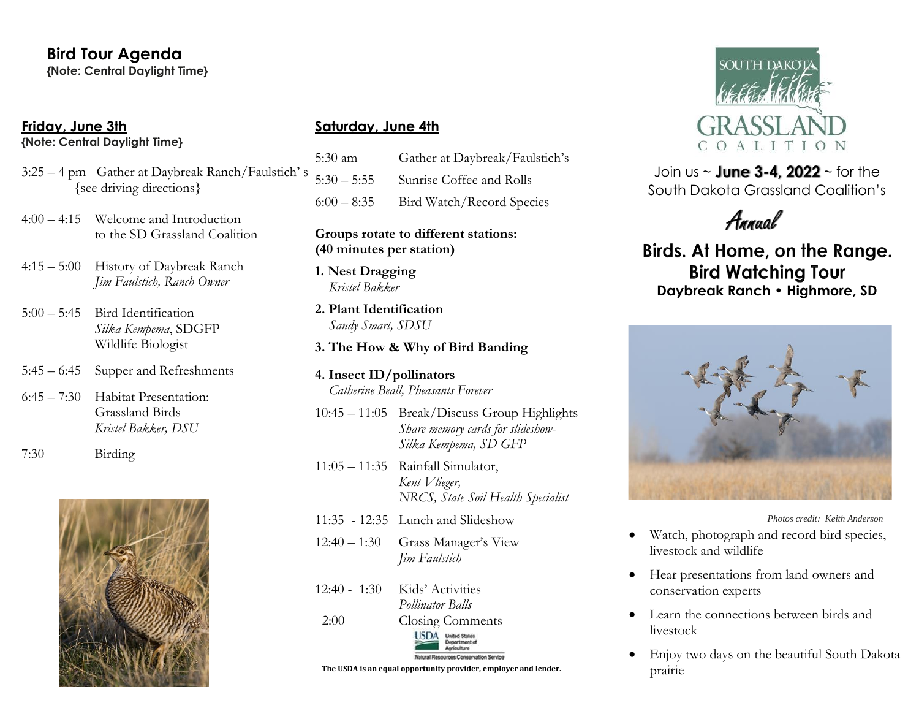# Bird Tour Agenda

**{Note: Central Daylight Time}**

## Friday, June 3th

**{Note: Central Daylight Time}**

3:25 – 4 pm Gather at Daybreak Ranch/Faulstich' s {see driving directions}

4:00 – 4:15 Welcome and Introduction to the SD Grassland Coalition

4:15 – 5:00 History of Daybreak Ranch
*Jim Faulstich, Ranch Owner*

5:00 – 5:45 Bird Identification
*Silka Kempema*, SDGFP Wildlife Biologist

5:45 – 6:45 Supper and Refreshments

6:45 – 7:30 Habitat Presentation: Grassland Birds
*Kristel Bakker, DSU*

7:30 Birding

## Saturday, June 4th

5:30 am Gather at Daybreak/Faulstich's

5:30 – 5:55 Sunrise Coffee and Rolls

6:00 – 8:35 Bird Watch/Record Species

**Groups rotate to different stations: (40 minutes per station)**

**1. Nest Dragging**
*Kristel Bakker*

**2. Plant Identification**
*Sandy Smart, SDSU*

**3. The How & Why of Bird Banding**

**4. Insect ID/pollinators**
*Catherine Beall, Pheasants Forever*

10:45 – 11:05 Break/Discuss Group Highlights
*Share memory cards for slideshow- Silka Kempema, SD GFP*

11:05 – 11:35 Rainfall Simulator,
*Kent Vlieger, NRCS, State Soil Health Specialist*

11:35 - 12:35 Lunch and Slideshow

12:40 – 1:30 Grass Manager's View
*Jim Faulstich*

12:40 - 1:30 Kids' Activities
*Pollinator Balls*

2:00 Closing Comments

USDA United States Department of Agriculture
Natural Resources Conservation Service

**The USDA is an equal opportunity provider, employer and lender.**

SOUTH DAKOTA GRASSLAND COALITION

Join us ~ **June 3-4, 2022** ~ for the South Dakota Grassland Coalition's

*Annual*

## Birds. At Home, on the Range. Bird Watching Tour

**Daybreak Ranch • Highmore, SD**

*Photos credit: Keith Anderson*

- Watch, photograph and record bird species, livestock and wildlife
- Hear presentations from land owners and conservation experts
- Learn the connections between birds and livestock
- Enjoy two days on the beautiful South Dakota prairie